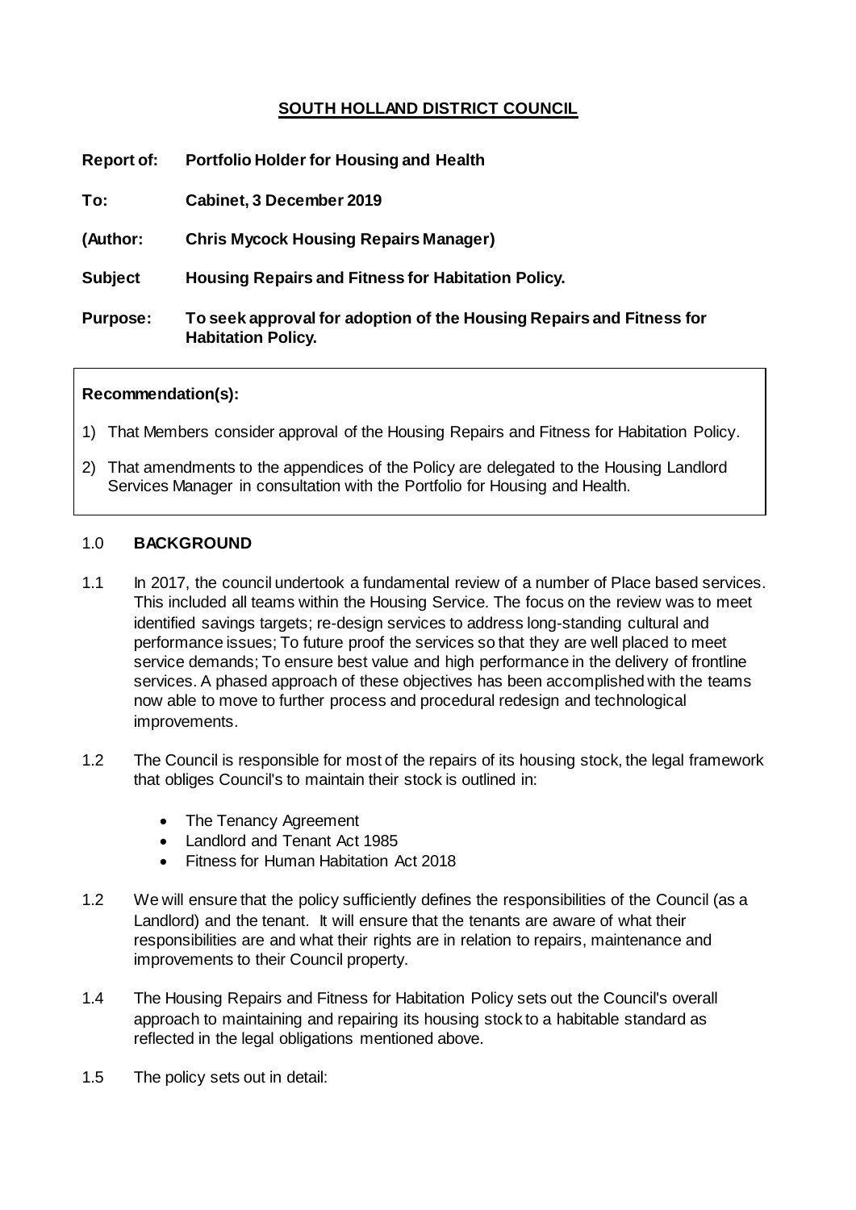# SOUTH HOLLAND DISTRICT COUNCIL

**Report of:** **Portfolio Holder for Housing and Health**

**To:** **Cabinet, 3 December 2019**

**(Author:** **Chris Mycock Housing Repairs Manager)**

**Subject** **Housing Repairs and Fitness for Habitation Policy.**

**Purpose:** **To seek approval for adoption of the Housing Repairs and Fitness for Habitation Policy.**

**Recommendation(s):**

1) That Members consider approval of the Housing Repairs and Fitness for Habitation Policy.
2) That amendments to the appendices of the Policy are delegated to the Housing Landlord Services Manager in consultation with the Portfolio for Housing and Health.

## 1.0 BACKGROUND

1.1 In 2017, the council undertook a fundamental review of a number of Place based services. This included all teams within the Housing Service. The focus on the review was to meet identified savings targets; re-design services to address long-standing cultural and performance issues; To future proof the services so that they are well placed to meet service demands; To ensure best value and high performance in the delivery of frontline services. A phased approach of these objectives has been accomplished with the teams now able to move to further process and procedural redesign and technological improvements.

1.2 The Council is responsible for most of the repairs of its housing stock, the legal framework that obliges Council's to maintain their stock is outlined in:

- The Tenancy Agreement
- Landlord and Tenant Act 1985
- Fitness for Human Habitation Act 2018

1.2 We will ensure that the policy sufficiently defines the responsibilities of the Council (as a Landlord) and the tenant. It will ensure that the tenants are aware of what their responsibilities are and what their rights are in relation to repairs, maintenance and improvements to their Council property.

1.4 The Housing Repairs and Fitness for Habitation Policy sets out the Council's overall approach to maintaining and repairing its housing stock to a habitable standard as reflected in the legal obligations mentioned above.

1.5 The policy sets out in detail: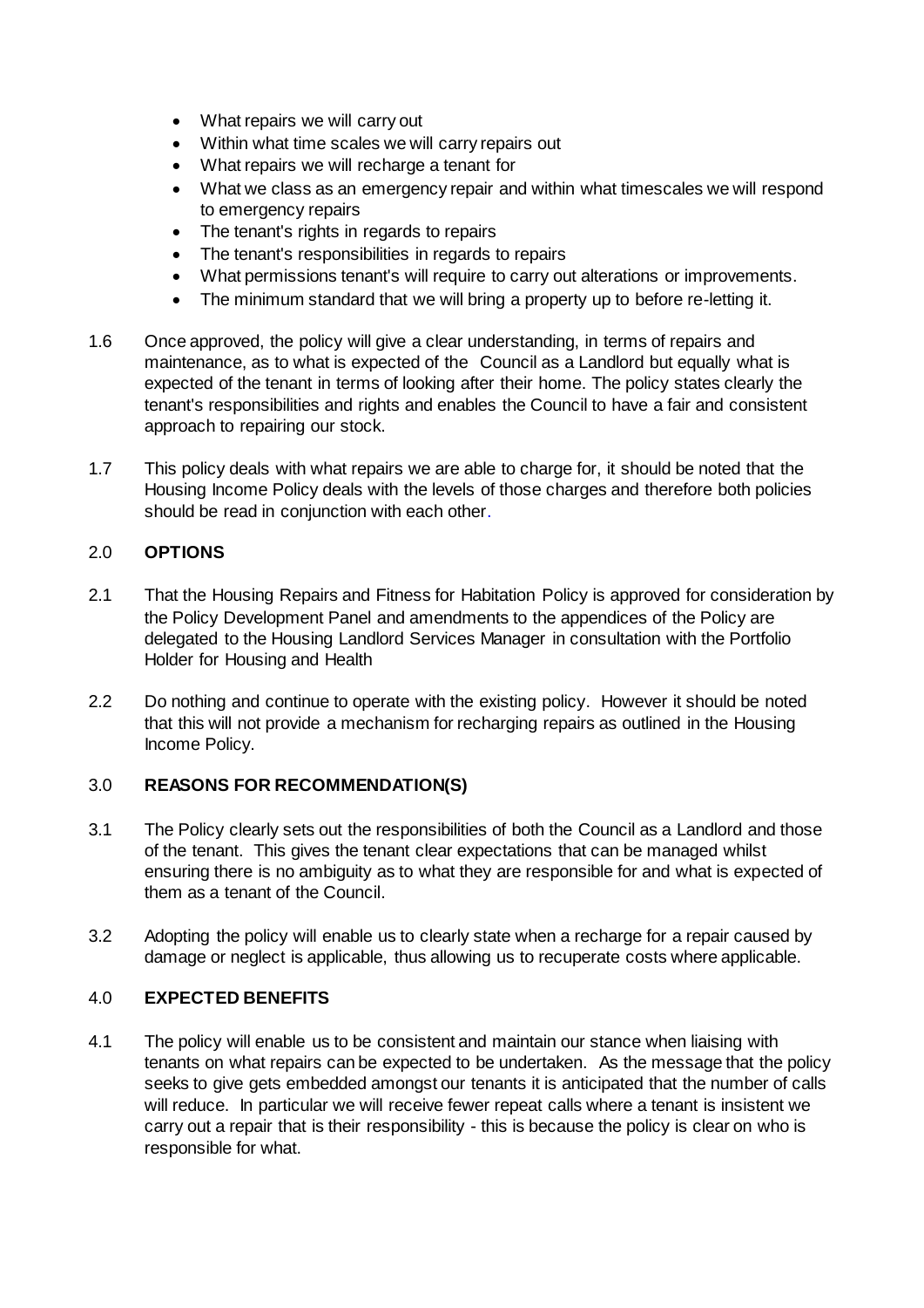- What repairs we will carry out
- Within what time scales we will carry repairs out
- What repairs we will recharge a tenant for
- What we class as an emergency repair and within what timescales we will respond to emergency repairs
- The tenant's rights in regards to repairs
- The tenant's responsibilities in regards to repairs
- What permissions tenant's will require to carry out alterations or improvements.
- The minimum standard that we will bring a property up to before re-letting it.

1.6 Once approved, the policy will give a clear understanding, in terms of repairs and maintenance, as to what is expected of the Council as a Landlord but equally what is expected of the tenant in terms of looking after their home. The policy states clearly the tenant's responsibilities and rights and enables the Council to have a fair and consistent approach to repairing our stock.

1.7 This policy deals with what repairs we are able to charge for, it should be noted that the Housing Income Policy deals with the levels of those charges and therefore both policies should be read in conjunction with each other.

## 2.0 OPTIONS

2.1 That the Housing Repairs and Fitness for Habitation Policy is approved for consideration by the Policy Development Panel and amendments to the appendices of the Policy are delegated to the Housing Landlord Services Manager in consultation with the Portfolio Holder for Housing and Health

2.2 Do nothing and continue to operate with the existing policy. However it should be noted that this will not provide a mechanism for recharging repairs as outlined in the Housing Income Policy.

## 3.0 REASONS FOR RECOMMENDATION(S)

3.1 The Policy clearly sets out the responsibilities of both the Council as a Landlord and those of the tenant. This gives the tenant clear expectations that can be managed whilst ensuring there is no ambiguity as to what they are responsible for and what is expected of them as a tenant of the Council.

3.2 Adopting the policy will enable us to clearly state when a recharge for a repair caused by damage or neglect is applicable, thus allowing us to recuperate costs where applicable.

## 4.0 EXPECTED BENEFITS

4.1 The policy will enable us to be consistent and maintain our stance when liaising with tenants on what repairs can be expected to be undertaken. As the message that the policy seeks to give gets embedded amongst our tenants it is anticipated that the number of calls will reduce. In particular we will receive fewer repeat calls where a tenant is insistent we carry out a repair that is their responsibility - this is because the policy is clear on who is responsible for what.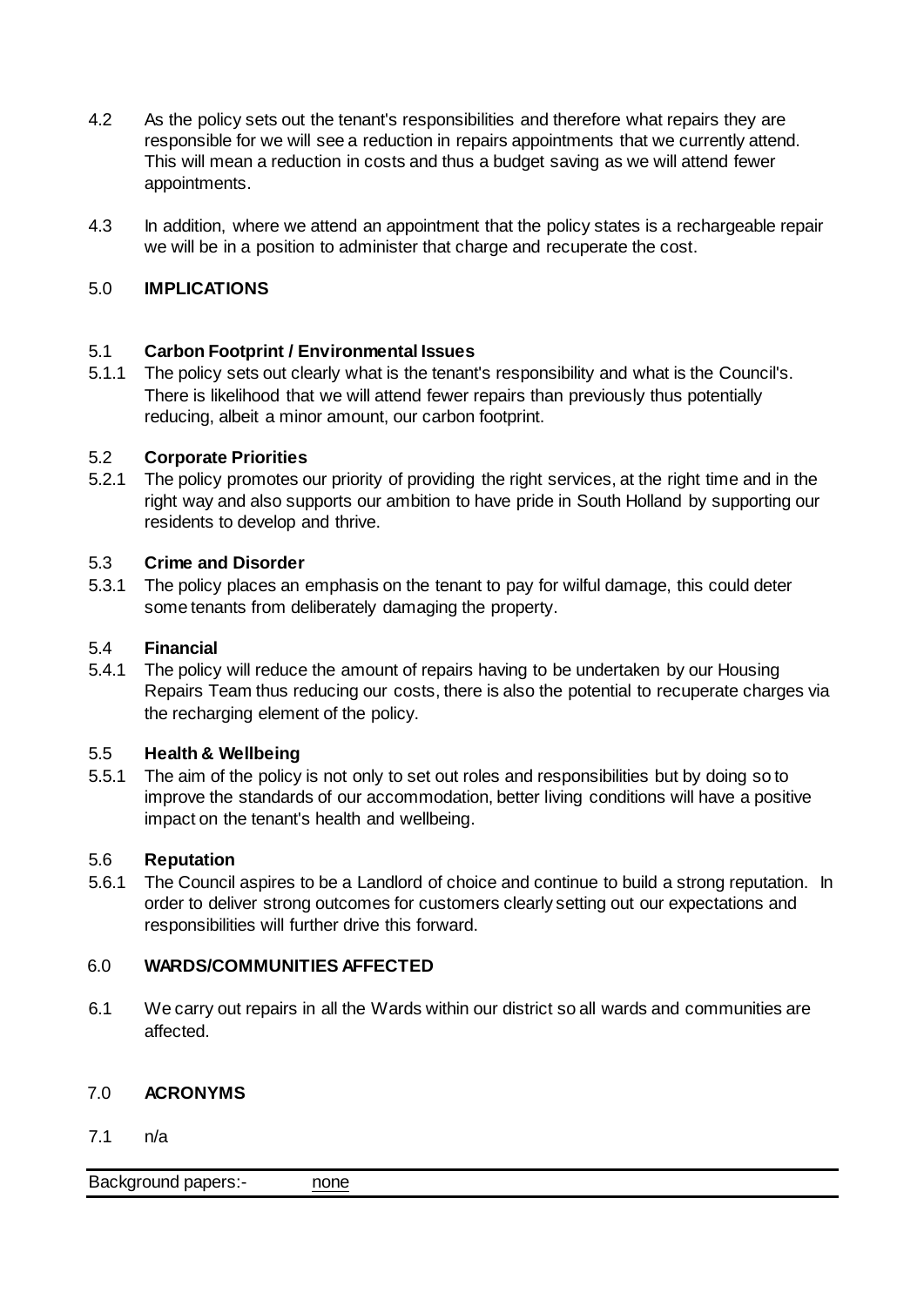4.2 As the policy sets out the tenant's responsibilities and therefore what repairs they are responsible for we will see a reduction in repairs appointments that we currently attend. This will mean a reduction in costs and thus a budget saving as we will attend fewer appointments.

4.3 In addition, where we attend an appointment that the policy states is a rechargeable repair we will be in a position to administer that charge and recuperate the cost.

## 5.0 IMPLICATIONS

### 5.1 Carbon Footprint / Environmental Issues

5.1.1 The policy sets out clearly what is the tenant's responsibility and what is the Council's. There is likelihood that we will attend fewer repairs than previously thus potentially reducing, albeit a minor amount, our carbon footprint.

### 5.2 Corporate Priorities

5.2.1 The policy promotes our priority of providing the right services, at the right time and in the right way and also supports our ambition to have pride in South Holland by supporting our residents to develop and thrive.

### 5.3 Crime and Disorder

5.3.1 The policy places an emphasis on the tenant to pay for wilful damage, this could deter some tenants from deliberately damaging the property.

### 5.4 Financial

5.4.1 The policy will reduce the amount of repairs having to be undertaken by our Housing Repairs Team thus reducing our costs, there is also the potential to recuperate charges via the recharging element of the policy.

### 5.5 Health & Wellbeing

5.5.1 The aim of the policy is not only to set out roles and responsibilities but by doing so to improve the standards of our accommodation, better living conditions will have a positive impact on the tenant's health and wellbeing.

### 5.6 Reputation

5.6.1 The Council aspires to be a Landlord of choice and continue to build a strong reputation. In order to deliver strong outcomes for customers clearly setting out our expectations and responsibilities will further drive this forward.

## 6.0 WARDS/COMMUNITIES AFFECTED

6.1 We carry out repairs in all the Wards within our district so all wards and communities are affected.

## 7.0 ACRONYMS

7.1 n/a

Background papers:- none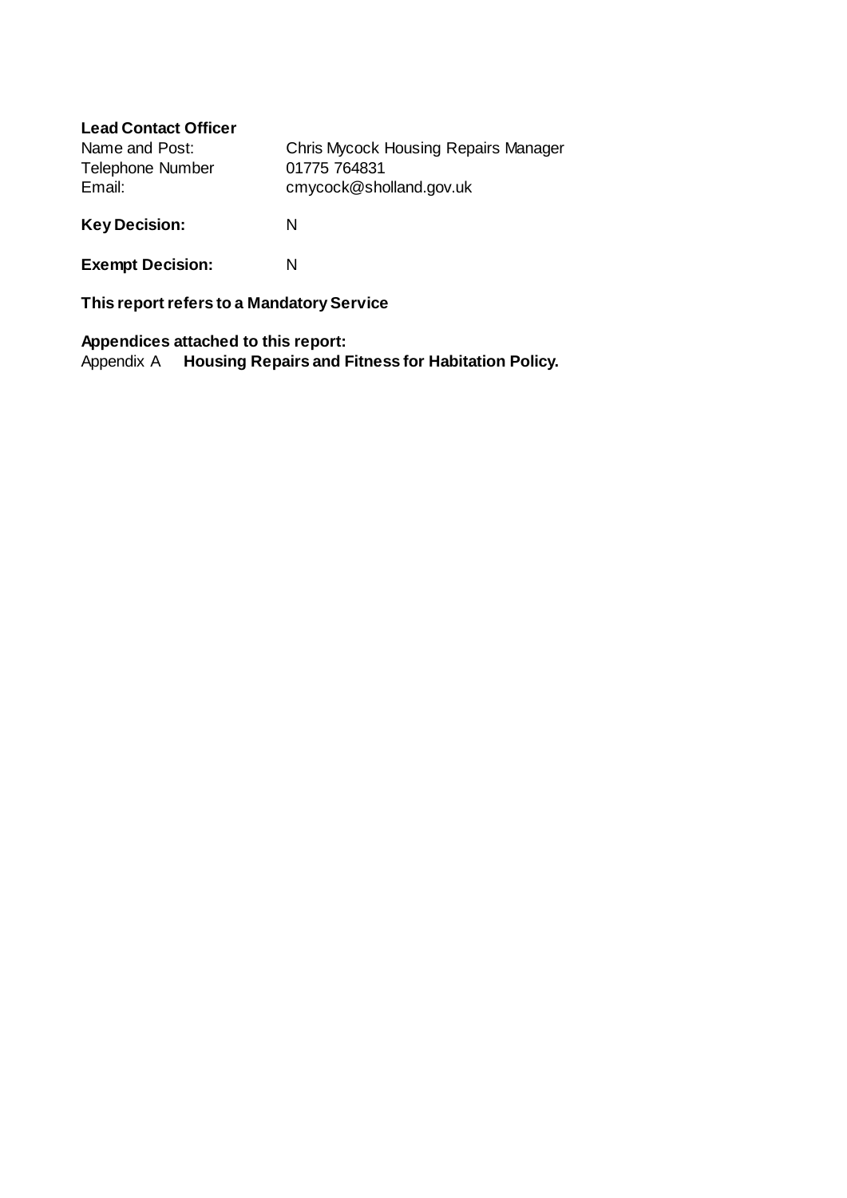**Lead Contact Officer**

| | |
|---|---|
| Name and Post: | Chris Mycock Housing Repairs Manager |
| Telephone Number | 01775 764831 |
| Email: | cmycock@sholland.gov.uk |

**Key Decision:** N

**Exempt Decision:** N

**This report refers to a Mandatory Service**

**Appendices attached to this report:**

Appendix A **Housing Repairs and Fitness for Habitation Policy.**